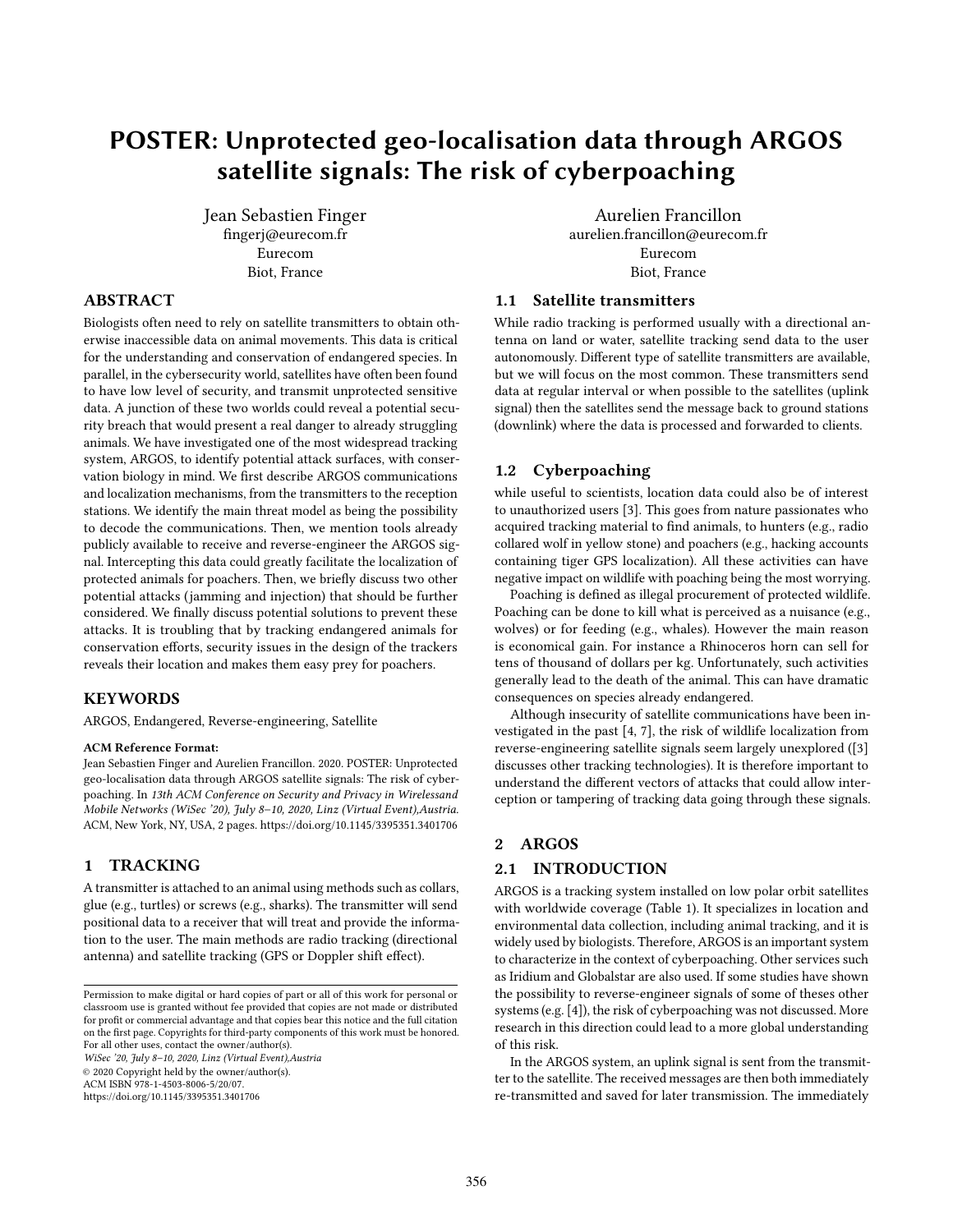# POSTER: Unprotected geo-localisation data through ARGOS satellite signals: The risk of cyberpoaching

Jean Sebastien Finger
fingerj@eurecom.fr
Eurecom
Biot, France

Aurelien Francillon
aurelien.francillon@eurecom.fr
Eurecom
Biot, France

## ABSTRACT

Biologists often need to rely on satellite transmitters to obtain otherwise inaccessible data on animal movements. This data is critical for the understanding and conservation of endangered species. In parallel, in the cybersecurity world, satellites have often been found to have low level of security, and transmit unprotected sensitive data. A junction of these two worlds could reveal a potential security breach that would present a real danger to already struggling animals. We have investigated one of the most widespread tracking system, ARGOS, to identify potential attack surfaces, with conservation biology in mind. We first describe ARGOS communications and localization mechanisms, from the transmitters to the reception stations. We identify the main threat model as being the possibility to decode the communications. Then, we mention tools already publicly available to receive and reverse-engineer the ARGOS signal. Intercepting this data could greatly facilitate the localization of protected animals for poachers. Then, we briefly discuss two other potential attacks (jamming and injection) that should be further considered. We finally discuss potential solutions to prevent these attacks. It is troubling that by tracking endangered animals for conservation efforts, security issues in the design of the trackers reveals their location and makes them easy prey for poachers.

## KEYWORDS

ARGOS, Endangered, Reverse-engineering, Satellite

**ACM Reference Format:**

Jean Sebastien Finger and Aurelien Francillon. 2020. POSTER: Unprotected geo-localisation data through ARGOS satellite signals: The risk of cyberpoaching. In *13th ACM Conference on Security and Privacy in Wirelessand Mobile Networks (WiSec '20), July 8–10, 2020, Linz (Virtual Event),Austria.* ACM, New York, NY, USA, 2 pages. https://doi.org/10.1145/3395351.3401706

## 1 TRACKING

A transmitter is attached to an animal using methods such as collars, glue (e.g., turtles) or screws (e.g., sharks). The transmitter will send positional data to a receiver that will treat and provide the information to the user. The main methods are radio tracking (directional antenna) and satellite tracking (GPS or Doppler shift effect).

Permission to make digital or hard copies of part or all of this work for personal or classroom use is granted without fee provided that copies are not made or distributed for profit or commercial advantage and that copies bear this notice and the full citation on the first page. Copyrights for third-party components of this work must be honored. For all other uses, contact the owner/author(s).
*WiSec '20, July 8–10, 2020, Linz (Virtual Event),Austria*
© 2020 Copyright held by the owner/author(s).
ACM ISBN 978-1-4503-8006-5/20/07.
https://doi.org/10.1145/3395351.3401706

### 1.1 Satellite transmitters

While radio tracking is performed usually with a directional antenna on land or water, satellite tracking send data to the user autonomously. Different type of satellite transmitters are available, but we will focus on the most common. These transmitters send data at regular interval or when possible to the satellites (uplink signal) then the satellites send the message back to ground stations (downlink) where the data is processed and forwarded to clients.

### 1.2 Cyberpoaching

while useful to scientists, location data could also be of interest to unauthorized users [3]. This goes from nature passionates who acquired tracking material to find animals, to hunters (e.g., radio collared wolf in yellow stone) and poachers (e.g., hacking accounts containing tiger GPS localization). All these activities can have negative impact on wildlife with poaching being the most worrying.

Poaching is defined as illegal procurement of protected wildlife. Poaching can be done to kill what is perceived as a nuisance (e.g., wolves) or for feeding (e.g., whales). However the main reason is economical gain. For instance a Rhinoceros horn can sell for tens of thousand of dollars per kg. Unfortunately, such activities generally lead to the death of the animal. This can have dramatic consequences on species already endangered.

Although insecurity of satellite communications have been investigated in the past [4, 7], the risk of wildlife localization from reverse-engineering satellite signals seem largely unexplored ([3] discusses other tracking technologies). It is therefore important to understand the different vectors of attacks that could allow interception or tampering of tracking data going through these signals.

## 2 ARGOS

### 2.1 INTRODUCTION

ARGOS is a tracking system installed on low polar orbit satellites with worldwide coverage (Table 1). It specializes in location and environmental data collection, including animal tracking, and it is widely used by biologists. Therefore, ARGOS is an important system to characterize in the context of cyberpoaching. Other services such as Iridium and Globalstar are also used. If some studies have shown the possibility to reverse-engineer signals of some of theses other systems (e.g. [4]), the risk of cyberpoaching was not discussed. More research in this direction could lead to a more global understanding of this risk.

In the ARGOS system, an uplink signal is sent from the transmitter to the satellite. The received messages are then both immediately re-transmitted and saved for later transmission. The immediately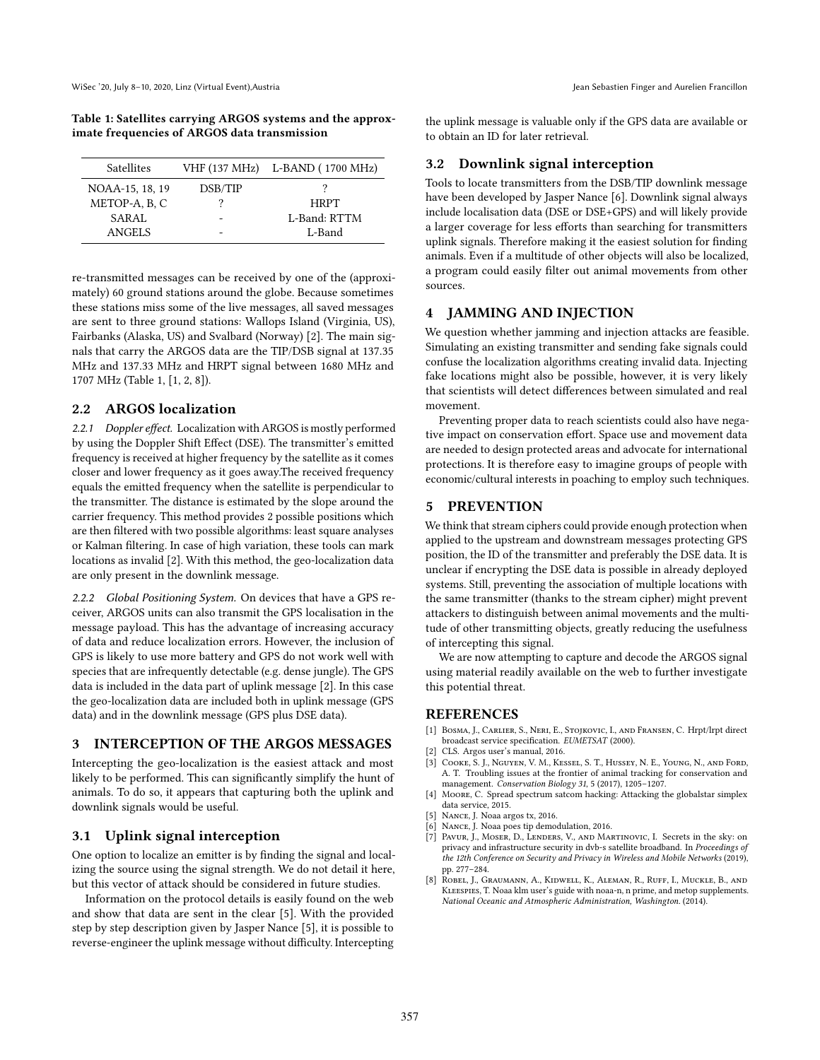**Table 1: Satellites carrying ARGOS systems and the approximate frequencies of ARGOS data transmission**

| Satellites | VHF (137 MHz) | L-BAND ( 1700 MHz) |
|---|---|---|
| NOAA-15, 18, 19 | DSB/TIP | ? |
| METOP-A, B, C | ? | HRPT |
| SARAL | - | L-Band: RTTM |
| ANGELS | - | L-Band |

re-transmitted messages can be received by one of the (approximately) 60 ground stations around the globe. Because sometimes these stations miss some of the live messages, all saved messages are sent to three ground stations: Wallops Island (Virginia, US), Fairbanks (Alaska, US) and Svalbard (Norway) [2]. The main signals that carry the ARGOS data are the TIP/DSB signal at 137.35 MHz and 137.33 MHz and HRPT signal between 1680 MHz and 1707 MHz (Table 1, [1, 2, 8]).

## 2.2 ARGOS localization

*2.2.1 Doppler effect.* Localization with ARGOS is mostly performed by using the Doppler Shift Effect (DSE). The transmitter's emitted frequency is received at higher frequency by the satellite as it comes closer and lower frequency as it goes away.The received frequency equals the emitted frequency when the satellite is perpendicular to the transmitter. The distance is estimated by the slope around the carrier frequency. This method provides 2 possible positions which are then filtered with two possible algorithms: least square analyses or Kalman filtering. In case of high variation, these tools can mark locations as invalid [2]. With this method, the geo-localization data are only present in the downlink message.

*2.2.2 Global Positioning System.* On devices that have a GPS receiver, ARGOS units can also transmit the GPS localisation in the message payload. This has the advantage of increasing accuracy of data and reduce localization errors. However, the inclusion of GPS is likely to use more battery and GPS do not work well with species that are infrequently detectable (e.g. dense jungle). The GPS data is included in the data part of uplink message [2]. In this case the geo-localization data are included both in uplink message (GPS data) and in the downlink message (GPS plus DSE data).

# 3 INTERCEPTION OF THE ARGOS MESSAGES

Intercepting the geo-localization is the easiest attack and most likely to be performed. This can significantly simplify the hunt of animals. To do so, it appears that capturing both the uplink and downlink signals would be useful.

## 3.1 Uplink signal interception

One option to localize an emitter is by finding the signal and localizing the source using the signal strength. We do not detail it here, but this vector of attack should be considered in future studies.

Information on the protocol details is easily found on the web and show that data are sent in the clear [5]. With the provided step by step description given by Jasper Nance [5], it is possible to reverse-engineer the uplink message without difficulty. Intercepting the uplink message is valuable only if the GPS data are available or to obtain an ID for later retrieval.

## 3.2 Downlink signal interception

Tools to locate transmitters from the DSB/TIP downlink message have been developed by Jasper Nance [6]. Downlink signal always include localisation data (DSE or DSE+GPS) and will likely provide a larger coverage for less efforts than searching for transmitters uplink signals. Therefore making it the easiest solution for finding animals. Even if a multitude of other objects will also be localized, a program could easily filter out animal movements from other sources.

# 4 JAMMING AND INJECTION

We question whether jamming and injection attacks are feasible. Simulating an existing transmitter and sending fake signals could confuse the localization algorithms creating invalid data. Injecting fake locations might also be possible, however, it is very likely that scientists will detect differences between simulated and real movement.

Preventing proper data to reach scientists could also have negative impact on conservation effort. Space use and movement data are needed to design protected areas and advocate for international protections. It is therefore easy to imagine groups of people with economic/cultural interests in poaching to employ such techniques.

# 5 PREVENTION

We think that stream ciphers could provide enough protection when applied to the upstream and downstream messages protecting GPS position, the ID of the transmitter and preferably the DSE data. It is unclear if encrypting the DSE data is possible in already deployed systems. Still, preventing the association of multiple locations with the same transmitter (thanks to the stream cipher) might prevent attackers to distinguish between animal movements and the multitude of other transmitting objects, greatly reducing the usefulness of intercepting this signal.

We are now attempting to capture and decode the ARGOS signal using material readily available on the web to further investigate this potential threat.

# REFERENCES

[1] Bosma, J., Carlier, S., Neri, E., Stojkovic, I., and Fransen, C. Hrpt/lrpt direct broadcast service specification. *EUMETSAT* (2000).

[2] CLS. Argos user's manual, 2016.

[3] Cooke, S. J., Nguyen, V. M., Kessel, S. T., Hussey, N. E., Young, N., and Ford, A. T. Troubling issues at the frontier of animal tracking for conservation and management. *Conservation Biology 31*, 5 (2017), 1205–1207.

[4] Moore, C. Spread spectrum satcom hacking: Attacking the globalstar simplex data service, 2015.

[5] Nance, J. Noaa argos tx, 2016.

[6] Nance, J. Noaa poes tip demodulation, 2016.

[7] Pavur, J., Moser, D., Lenders, V., and Martinovic, I. Secrets in the sky: on privacy and infrastructure security in dvb-s satellite broadband. In *Proceedings of the 12th Conference on Security and Privacy in Wireless and Mobile Networks* (2019), pp. 277–284.

[8] Robel, J., Graumann, A., Kidwell, K., Aleman, R., Ruff, I., Muckle, B., and Kleespies, T. Noaa klm user's guide with noaa-n, n prime, and metop supplements. *National Oceanic and Atmospheric Administration, Washington.* (2014).